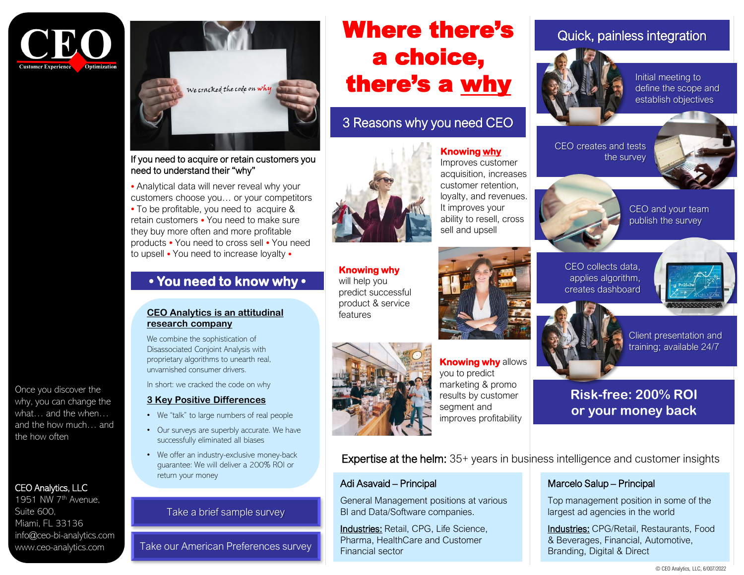# CEO

Customer Experience Optimization

Once you discover the why, you can change the what… and the when… and the how much… and the how often

**CEO Analytics, LLC**
1951 NW 7th Avenue,
Suite 600,
Miami, FL 33136
info@ceo-bi-analytics.com
www.ceo-analytics.com

We cracked the code on why

If you need to acquire or retain customers you need to understand their “why”

• Analytical data will never reveal why your customers choose you… or your competitors • To be profitable, you need to acquire & retain customers • You need to make sure they buy more often and more profitable products • You need to cross sell • You need to upsell • You need to increase loyalty •

## • You need to know why •

**CEO Analytics is an attitudinal research company**

We combine the sophistication of Disassociated Conjoint Analysis with proprietary algorithms to unearth real, unvarnished consumer drivers.

In short: we cracked the code on why

**3 Key Positive Differences**

- We “talk” to large numbers of real people
- Our surveys are superbly accurate. We have successfully eliminated all biases
- We offer an industry-exclusive money-back guarantee: We will deliver a 200% ROI or return your money

Take a brief sample survey

Take our American Preferences survey

# Where there’s a choice, there’s a why

## 3 Reasons why you need CEO

**Knowing why** Improves customer acquisition, increases customer retention, loyalty, and revenues. It improves your ability to resell, cross sell and upsell

**Knowing why** will help you predict successful product & service features

**Knowing why** allows you to predict marketing & promo results by customer segment and improves profitability

## Quick, painless integration

- Initial meeting to define the scope and establish objectives
- CEO creates and tests the survey
- CEO and your team publish the survey
- CEO collects data, applies algorithm, creates dashboard
- Client presentation and training; available 24/7

**Risk-free: 200% ROI or your money back**

**Expertise at the helm:** 35+ years in business intelligence and customer insights

**Adi Asavaid – Principal**

General Management positions at various BI and Data/Software companies.

Industries: Retail, CPG, Life Science, Pharma, HealthCare and Customer Financial sector

**Marcelo Salup – Principal**

Top management position in some of the largest ad agencies in the world

Industries: CPG/Retail, Restaurants, Food & Beverages, Financial, Automotive, Branding, Digital & Direct

© CEO Analytics, LLC, 6/007/2022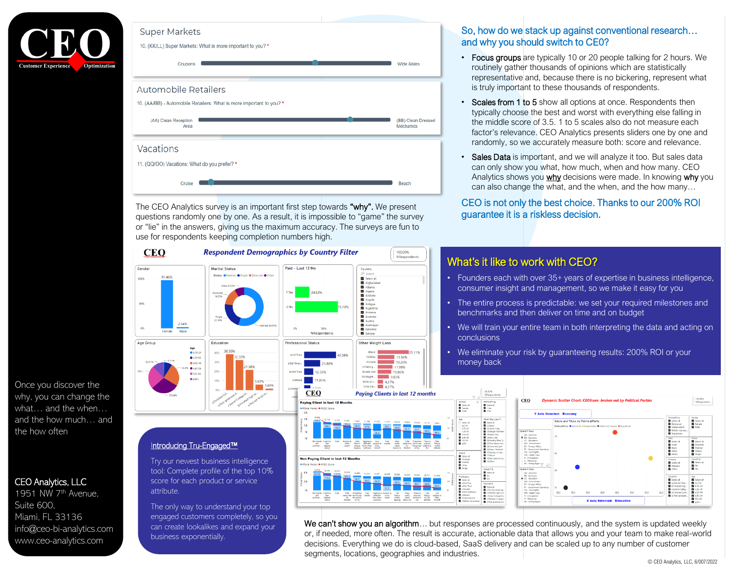# CEO

Customer Experience Optimization

Once you discover the why, you can change the what… and the when… and the how much… and the how often

CEO Analytics, LLC
1951 NW 7th Avenue,
Suite 600,
Miami, FL 33136
info@ceo-bi-analytics.com
www.ceo-analytics.com

Super Markets

10. (KK/LL) Super Markets: What is more important to you? *

Coupons — Wide Aisles

Automobile Retailers

10. (AA/BB) - Automobile Retailers: What is more important to you? *

(AA) Clean Reception Area — (BB) Clean Dressed Mechanics

Vacations

11. (QQ/OO) Vacations: What do you prefer? *

Cruise — Beach

The CEO Analytics survey is an important first step towards **"why"**. We present questions randomly one by one. As a result, it is impossible to "game" the survey or "lie" in the answers, giving us the maximum accuracy. The surveys are fun to use for respondents keeping completion numbers high.

## So, how do we stack up against conventional research… and why you should switch to CEO?

- **Focus groups** are typically 10 or 20 people talking for 2 hours. We routinely gather thousands of opinions which are statistically representative and, because there is no bickering, represent what is truly important to these thousands of respondents.
- **Scales from 1 to 5** show all options at once. Respondents then typically choose the best and worst with everything else falling in the middle score of 3.5. 1 to 5 scales also do not measure each factor's relevance. CEO Analytics presents sliders one by one and randomly, so we accurately measure both: score and relevance.
- **Sales Data** is important, and we will analyze it too. But sales data can only show you what, how much, when and how many. CEO Analytics shows you **why** decisions were made. In knowing **why** you can also change the what, and the when, and the how many…

## CEO is not only the best choice. Thanks to our 200% ROI guarantee it is a riskless decision.

Respondent Demographics by Country Filter

## Introducing Tru-Engaged™

Try our newest business intelligence tool: Complete profile of the top 10% score for each product or service attribute.

The only way to understand your top engaged customers completely, so you can create lookalikes and expand your business exponentially.

## What's it like to work with CEO?

- Founders each with over 35+ years of expertise in business intelligence, consumer insight and management, so we make it easy for you
- The entire process is predictable: we set your required milestones and benchmarks and then deliver on time and on budget
- We will train your entire team in both interpreting the data and acting on conclusions
- We eliminate your risk by guaranteeing results: 200% ROI or your money back

Paying Clients in last 12 months

Dynamic Scatter Chart: CEOScore broken out by Political Parties

**We can't show you an algorithm**… but responses are processed continuously, and the system is updated weekly or, if needed, more often. The result is accurate, actionable data that allows you and your team to make real-world decisions. Everything we do is cloud-based, SaaS delivery and can be scaled up to any number of customer segments, locations, geographies and industries.

© CEO Analytics, LLC, 6/007/2022